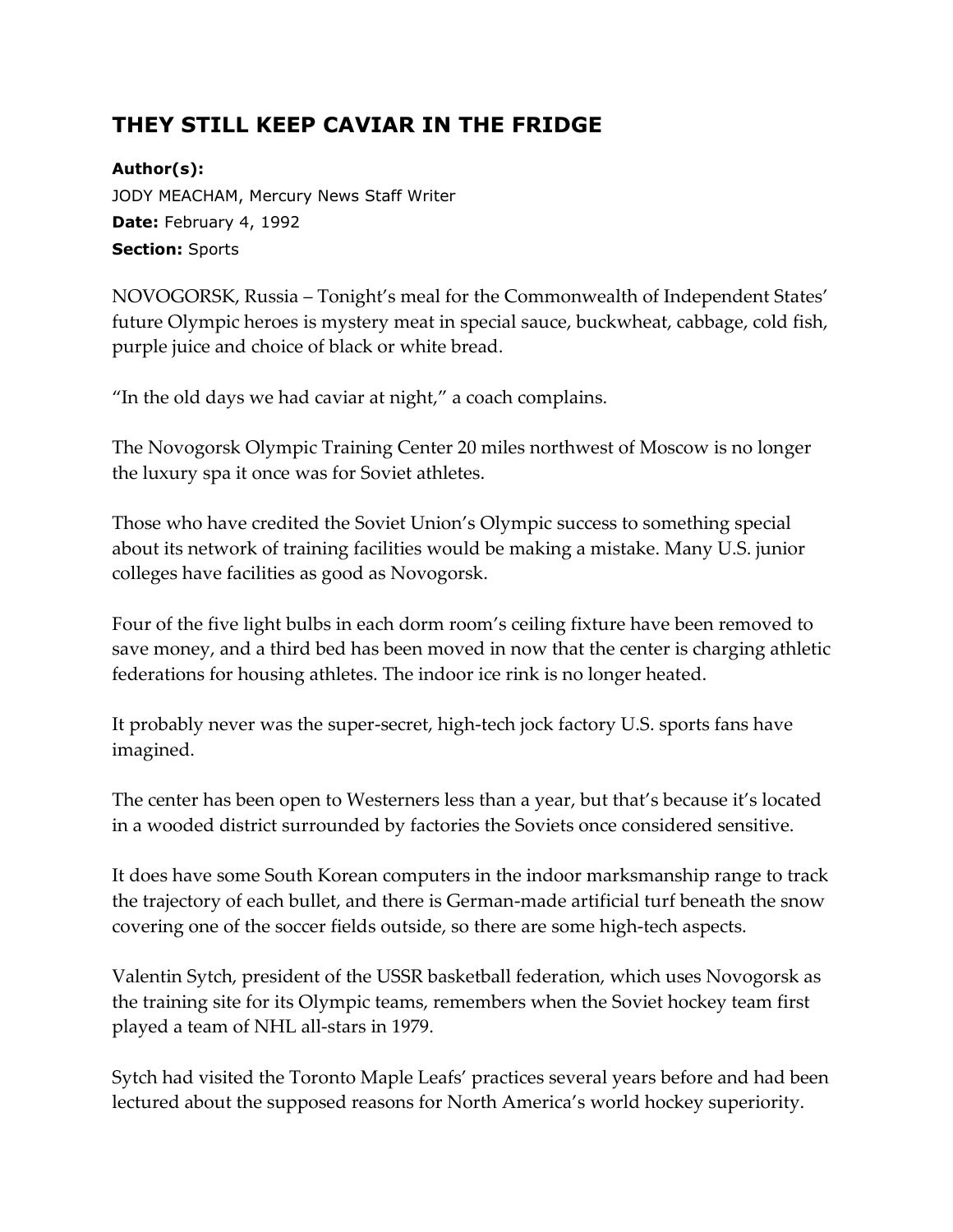# THEY STILL KEEP CAVIAR IN THE FRIDGE

**Author(s):**
JODY MEACHAM, Mercury News Staff Writer
**Date:** February 4, 1992
**Section:** Sports

NOVOGORSK, Russia – Tonight's meal for the Commonwealth of Independent States' future Olympic heroes is mystery meat in special sauce, buckwheat, cabbage, cold fish, purple juice and choice of black or white bread.

"In the old days we had caviar at night," a coach complains.

The Novogorsk Olympic Training Center 20 miles northwest of Moscow is no longer the luxury spa it once was for Soviet athletes.

Those who have credited the Soviet Union's Olympic success to something special about its network of training facilities would be making a mistake. Many U.S. junior colleges have facilities as good as Novogorsk.

Four of the five light bulbs in each dorm room's ceiling fixture have been removed to save money, and a third bed has been moved in now that the center is charging athletic federations for housing athletes. The indoor ice rink is no longer heated.

It probably never was the super-secret, high-tech jock factory U.S. sports fans have imagined.

The center has been open to Westerners less than a year, but that's because it's located in a wooded district surrounded by factories the Soviets once considered sensitive.

It does have some South Korean computers in the indoor marksmanship range to track the trajectory of each bullet, and there is German-made artificial turf beneath the snow covering one of the soccer fields outside, so there are some high-tech aspects.

Valentin Sytch, president of the USSR basketball federation, which uses Novogorsk as the training site for its Olympic teams, remembers when the Soviet hockey team first played a team of NHL all-stars in 1979.

Sytch had visited the Toronto Maple Leafs' practices several years before and had been lectured about the supposed reasons for North America's world hockey superiority.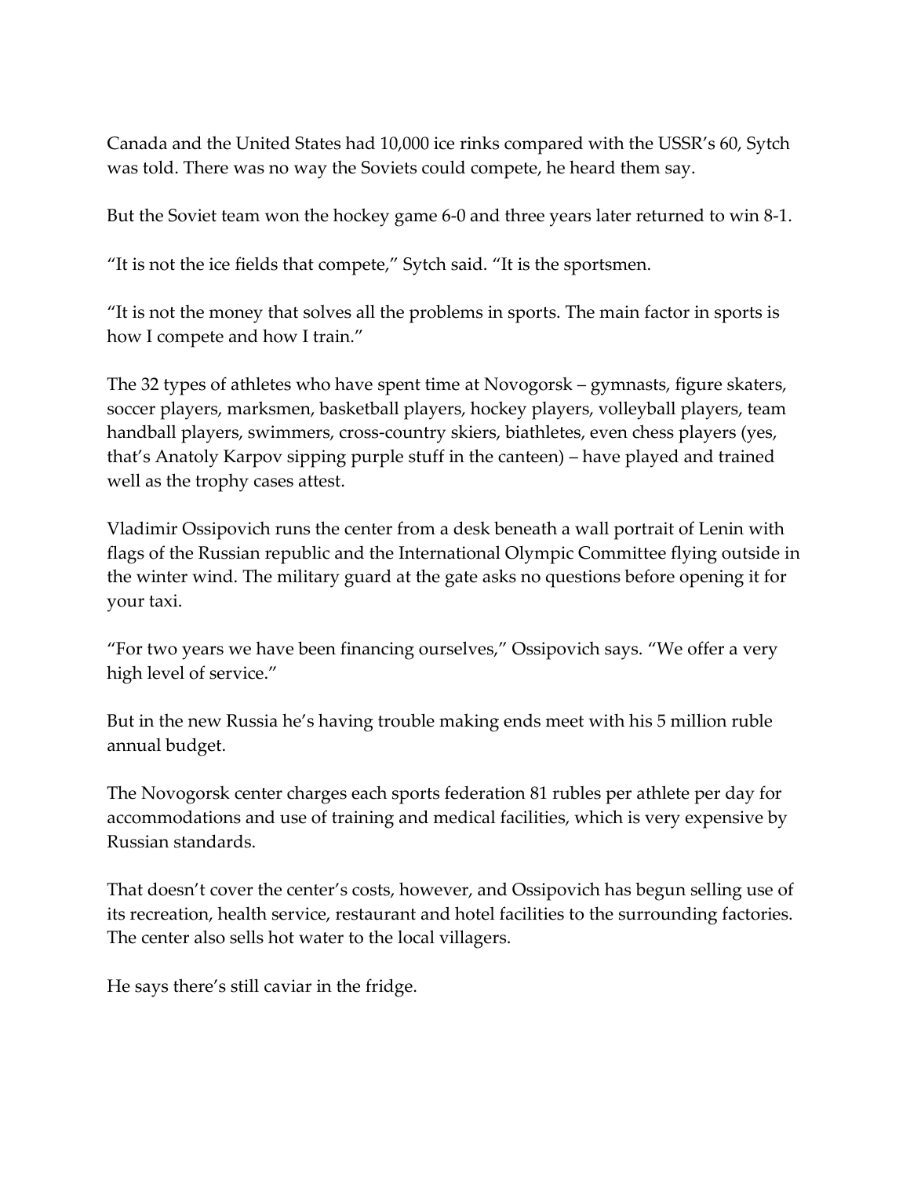Canada and the United States had 10,000 ice rinks compared with the USSR's 60, Sytch was told. There was no way the Soviets could compete, he heard them say.

But the Soviet team won the hockey game 6-0 and three years later returned to win 8-1.

"It is not the ice fields that compete," Sytch said. "It is the sportsmen.

"It is not the money that solves all the problems in sports. The main factor in sports is how I compete and how I train."

The 32 types of athletes who have spent time at Novogorsk – gymnasts, figure skaters, soccer players, marksmen, basketball players, hockey players, volleyball players, team handball players, swimmers, cross-country skiers, biathletes, even chess players (yes, that's Anatoly Karpov sipping purple stuff in the canteen) – have played and trained well as the trophy cases attest.

Vladimir Ossipovich runs the center from a desk beneath a wall portrait of Lenin with flags of the Russian republic and the International Olympic Committee flying outside in the winter wind. The military guard at the gate asks no questions before opening it for your taxi.

"For two years we have been financing ourselves," Ossipovich says. "We offer a very high level of service."

But in the new Russia he's having trouble making ends meet with his 5 million ruble annual budget.

The Novogorsk center charges each sports federation 81 rubles per athlete per day for accommodations and use of training and medical facilities, which is very expensive by Russian standards.

That doesn't cover the center's costs, however, and Ossipovich has begun selling use of its recreation, health service, restaurant and hotel facilities to the surrounding factories. The center also sells hot water to the local villagers.

He says there's still caviar in the fridge.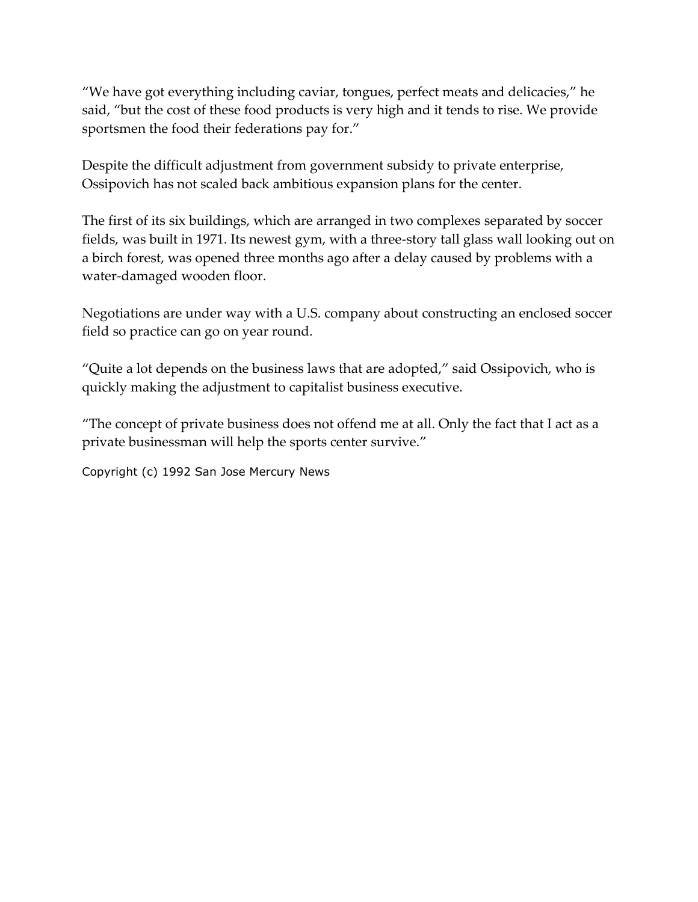"We have got everything including caviar, tongues, perfect meats and delicacies," he said, "but the cost of these food products is very high and it tends to rise. We provide sportsmen the food their federations pay for."

Despite the difficult adjustment from government subsidy to private enterprise, Ossipovich has not scaled back ambitious expansion plans for the center.

The first of its six buildings, which are arranged in two complexes separated by soccer fields, was built in 1971. Its newest gym, with a three-story tall glass wall looking out on a birch forest, was opened three months ago after a delay caused by problems with a water-damaged wooden floor.

Negotiations are under way with a U.S. company about constructing an enclosed soccer field so practice can go on year round.

"Quite a lot depends on the business laws that are adopted," said Ossipovich, who is quickly making the adjustment to capitalist business executive.

"The concept of private business does not offend me at all. Only the fact that I act as a private businessman will help the sports center survive."

Copyright (c) 1992 San Jose Mercury News